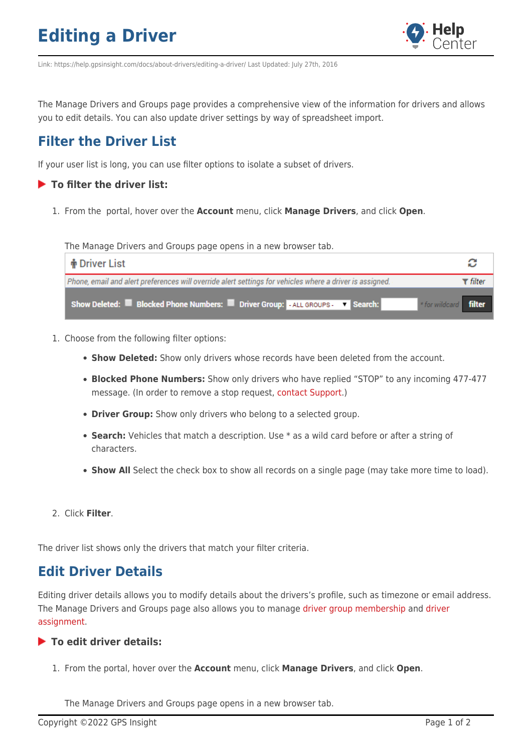# Editing a Driver

Link: https://help.gpsinsight.com/docs/about-drivers/editing-a-driver/ Last Updated: July 27th, 2016

The Manage Drivers and Groups page provides a comprehensive view of the information for drivers and allows you to edit details. You can also update driver settings by way of spreadsheet import.

## Filter the Driver List

If your user list is long, you can use filter options to isolate a subset of drivers.

### To filter the driver list:

1. From the  portal, hover over the **Account** menu, click **Manage Drivers**, and click **Open**.

   The Manage Drivers and Groups page opens in a new browser tab.

   Driver List

   *Phone, email and alert preferences will override alert settings for vehicles where a driver is assigned.* filter

   **Show Deleted:** **Blocked Phone Numbers:** **Driver Group:** - ALL GROUPS - **Search:** * for wildcard **filter**

1. Choose from the following filter options:
   - **Show Deleted:** Show only drivers whose records have been deleted from the account.
   - **Blocked Phone Numbers:** Show only drivers who have replied "STOP" to any incoming 477-477 message. (In order to remove a stop request, contact Support.)
   - **Driver Group:** Show only drivers who belong to a selected group.
   - **Search:** Vehicles that match a description. Use * as a wild card before or after a string of characters.
   - **Show All** Select the check box to show all records on a single page (may take more time to load).
2. Click **Filter**.

The driver list shows only the drivers that match your filter criteria.

## Edit Driver Details

Editing driver details allows you to modify details about the drivers's profile, such as timezone or email address. The Manage Drivers and Groups page also allows you to manage driver group membership and driver assignment.

### To edit driver details:

1. From the portal, hover over the **Account** menu, click **Manage Drivers**, and click **Open**.

   The Manage Drivers and Groups page opens in a new browser tab.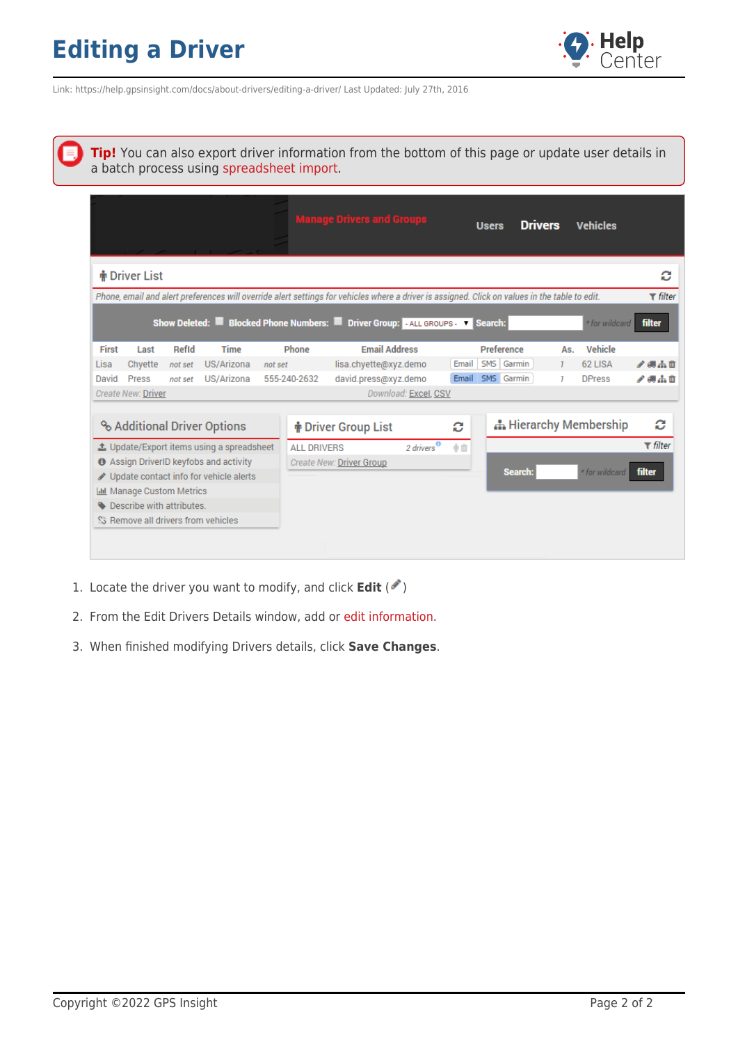**Tip!** You can also export driver information from the bottom of this page or update user details in a batch process using spreadsheet import.

1. Locate the driver you want to modify, and click **Edit** ( )
2. From the Edit Drivers Details window, add or edit information.
3. When finished modifying Drivers details, click **Save Changes**.